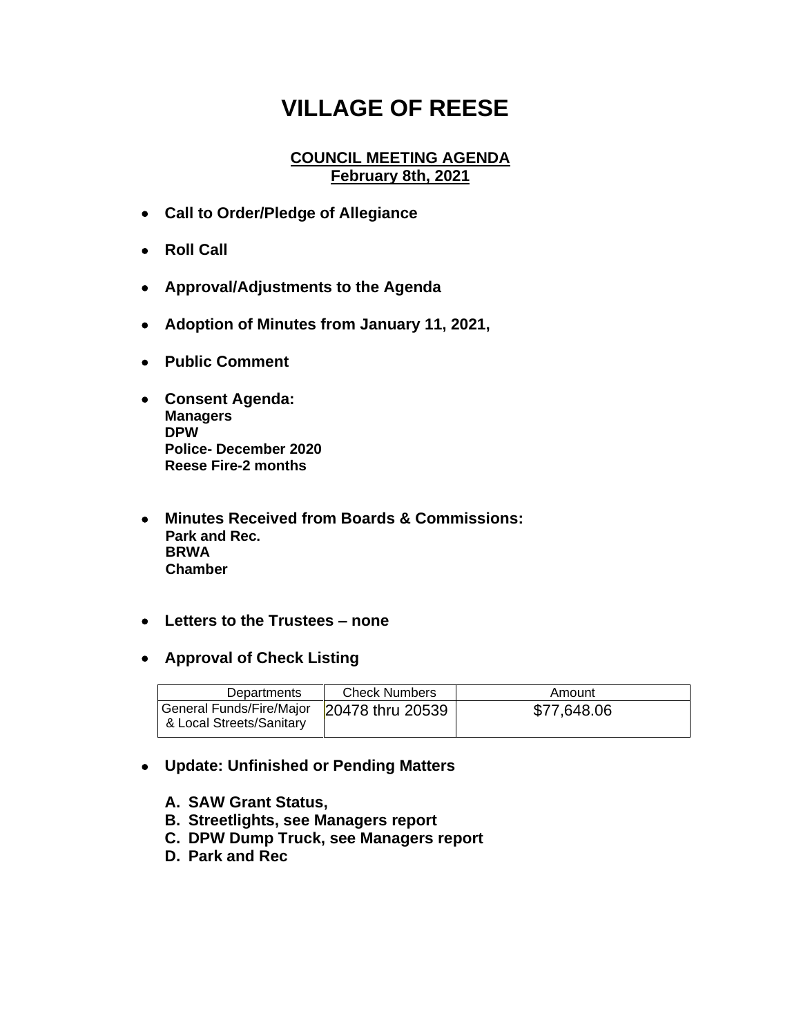# VILLAGE OF REESE

## COUNCIL MEETING AGENDA
## February 8th, 2021

- **Call to Order/Pledge of Allegiance**
- **Roll Call**
- **Approval/Adjustments to the Agenda**
- **Adoption of Minutes from January 11, 2021,**
- **Public Comment**
- **Consent Agenda:**
  **Managers**
  **DPW**
  **Police- December 2020**
  **Reese Fire-2 months**
- **Minutes Received from Boards & Commissions:**
  **Park and Rec.**
  **BRWA**
  **Chamber**
- **Letters to the Trustees – none**
- **Approval of Check Listing**

| Departments | Check Numbers | Amount |
|---|---|---|
| General Funds/Fire/Major & Local Streets/Sanitary | 20478 thru 20539 | $77,648.06 |

- **Update: Unfinished or Pending Matters**

  **A. SAW Grant Status,**
  **B. Streetlights, see Managers report**
  **C. DPW Dump Truck, see Managers report**
  **D. Park and Rec**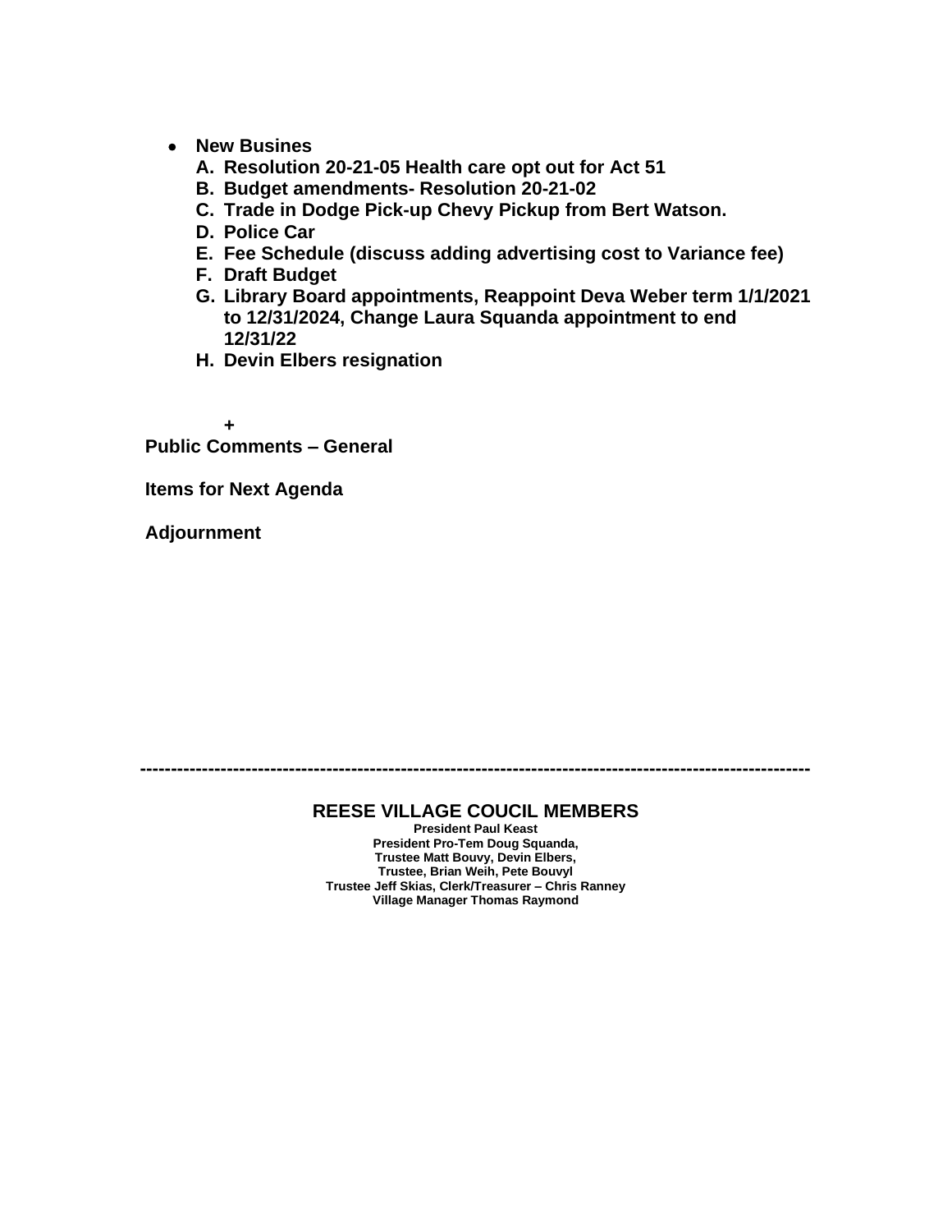- **New Busines**
  - **A. Resolution 20-21-05 Health care opt out for Act 51**
  - **B. Budget amendments- Resolution 20-21-02**
  - **C. Trade in Dodge Pick-up Chevy Pickup from Bert Watson.**
  - **D. Police Car**
  - **E. Fee Schedule (discuss adding advertising cost to Variance fee)**
  - **F. Draft Budget**
  - **G. Library Board appointments, Reappoint Deva Weber term 1/1/2021 to 12/31/2024, Change Laura Squanda appointment to end 12/31/22**
  - **H. Devin Elbers resignation**

**+**

**Public Comments – General**

**Items for Next Agenda**

**Adjournment**

---

**REESE VILLAGE COUCIL MEMBERS**

**President Paul Keast**
**President Pro-Tem Doug Squanda,**
**Trustee Matt Bouvy, Devin Elbers,**
**Trustee, Brian Weih, Pete Bouvyl**
**Trustee Jeff Skias, Clerk/Treasurer – Chris Ranney**
**Village Manager Thomas Raymond**